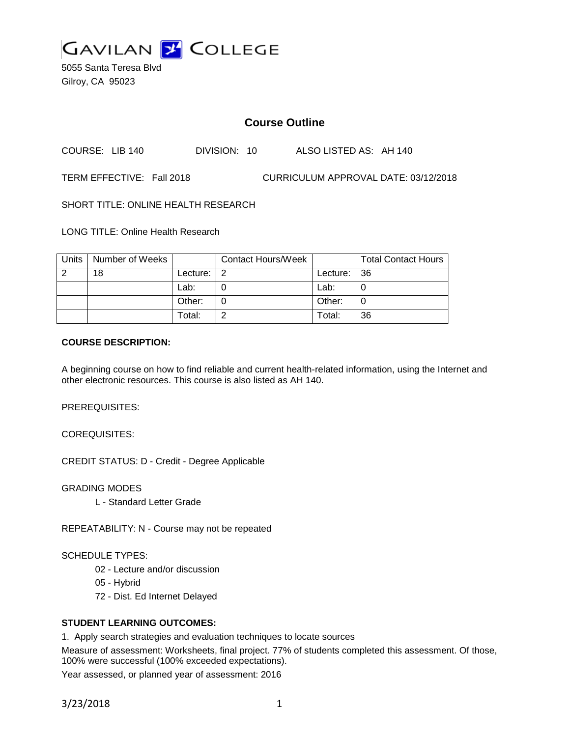# GAVILAN COLLEGE

5055 Santa Teresa Blvd
Gilroy, CA 95023

## Course Outline

COURSE: LIB 140 DIVISION: 10 ALSO LISTED AS: AH 140

TERM EFFECTIVE: Fall 2018 CURRICULUM APPROVAL DATE: 03/12/2018

SHORT TITLE: ONLINE HEALTH RESEARCH

LONG TITLE: Online Health Research

| Units | Number of Weeks | | Contact Hours/Week | | Total Contact Hours |
|---|---|---|---|---|---|
| 2 | 18 | Lecture: | 2 | Lecture: | 36 |
| | | Lab: | 0 | Lab: | 0 |
| | | Other: | 0 | Other: | 0 |
| | | Total: | 2 | Total: | 36 |

**COURSE DESCRIPTION:**

A beginning course on how to find reliable and current health-related information, using the Internet and other electronic resources. This course is also listed as AH 140.

PREREQUISITES:

COREQUISITES:

CREDIT STATUS: D - Credit - Degree Applicable

GRADING MODES

L - Standard Letter Grade

REPEATABILITY: N - Course may not be repeated

SCHEDULE TYPES:

02 - Lecture and/or discussion
05 - Hybrid
72 - Dist. Ed Internet Delayed

**STUDENT LEARNING OUTCOMES:**

1. Apply search strategies and evaluation techniques to locate sources

Measure of assessment: Worksheets, final project. 77% of students completed this assessment. Of those, 100% were successful (100% exceeded expectations).

Year assessed, or planned year of assessment: 2016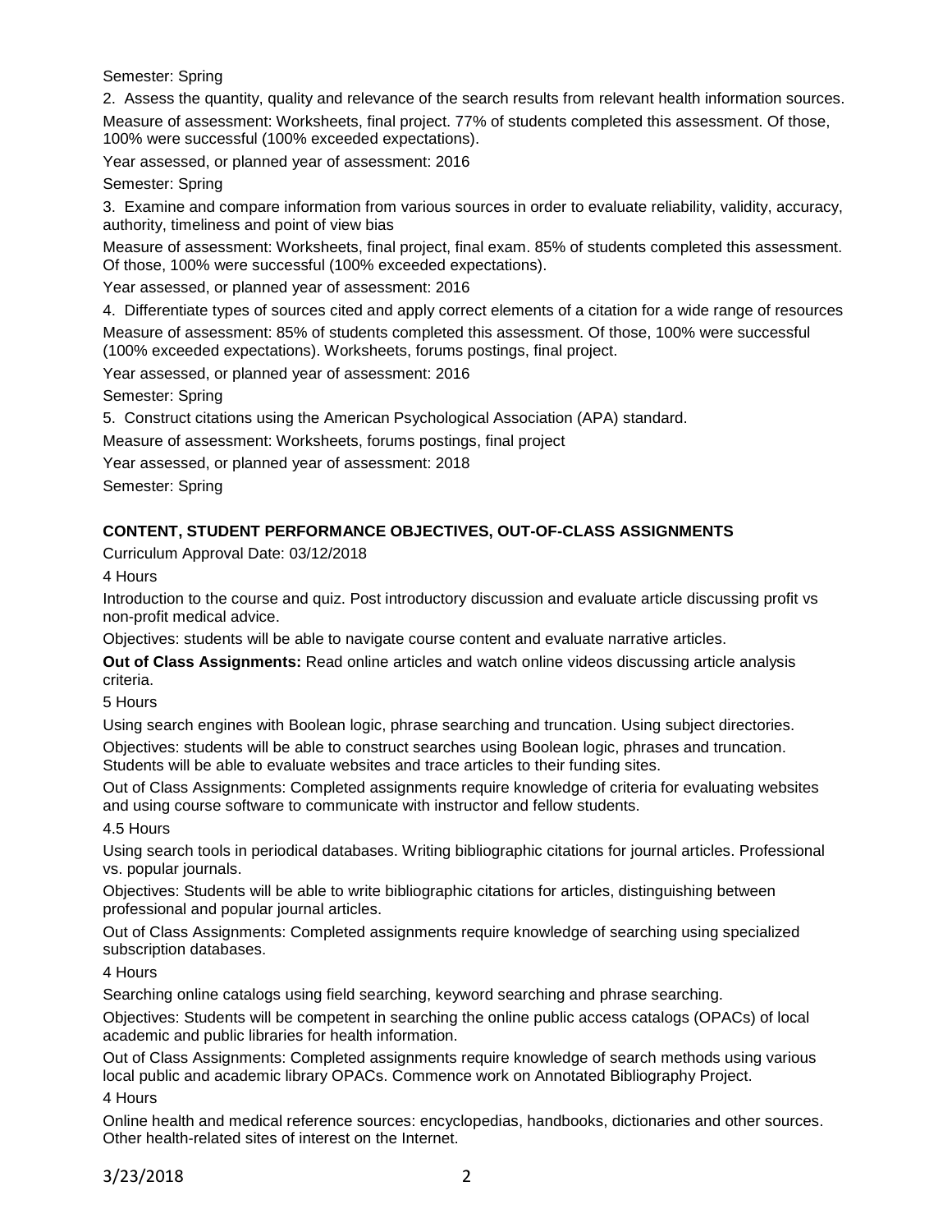Semester: Spring

2. Assess the quantity, quality and relevance of the search results from relevant health information sources.

Measure of assessment: Worksheets, final project. 77% of students completed this assessment. Of those, 100% were successful (100% exceeded expectations).

Year assessed, or planned year of assessment: 2016

Semester: Spring

3. Examine and compare information from various sources in order to evaluate reliability, validity, accuracy, authority, timeliness and point of view bias

Measure of assessment: Worksheets, final project, final exam. 85% of students completed this assessment. Of those, 100% were successful (100% exceeded expectations).

Year assessed, or planned year of assessment: 2016

4. Differentiate types of sources cited and apply correct elements of a citation for a wide range of resources

Measure of assessment: 85% of students completed this assessment. Of those, 100% were successful (100% exceeded expectations). Worksheets, forums postings, final project.

Year assessed, or planned year of assessment: 2016

Semester: Spring

5. Construct citations using the American Psychological Association (APA) standard.

Measure of assessment: Worksheets, forums postings, final project

Year assessed, or planned year of assessment: 2018

Semester: Spring

## CONTENT, STUDENT PERFORMANCE OBJECTIVES, OUT-OF-CLASS ASSIGNMENTS

Curriculum Approval Date: 03/12/2018

4 Hours

Introduction to the course and quiz. Post introductory discussion and evaluate article discussing profit vs non-profit medical advice.

Objectives: students will be able to navigate course content and evaluate narrative articles.

**Out of Class Assignments:** Read online articles and watch online videos discussing article analysis criteria.

5 Hours

Using search engines with Boolean logic, phrase searching and truncation. Using subject directories.

Objectives: students will be able to construct searches using Boolean logic, phrases and truncation. Students will be able to evaluate websites and trace articles to their funding sites.

Out of Class Assignments: Completed assignments require knowledge of criteria for evaluating websites and using course software to communicate with instructor and fellow students.

4.5 Hours

Using search tools in periodical databases. Writing bibliographic citations for journal articles. Professional vs. popular journals.

Objectives: Students will be able to write bibliographic citations for articles, distinguishing between professional and popular journal articles.

Out of Class Assignments: Completed assignments require knowledge of searching using specialized subscription databases.

4 Hours

Searching online catalogs using field searching, keyword searching and phrase searching.

Objectives: Students will be competent in searching the online public access catalogs (OPACs) of local academic and public libraries for health information.

Out of Class Assignments: Completed assignments require knowledge of search methods using various local public and academic library OPACs. Commence work on Annotated Bibliography Project.

4 Hours

Online health and medical reference sources: encyclopedias, handbooks, dictionaries and other sources. Other health-related sites of interest on the Internet.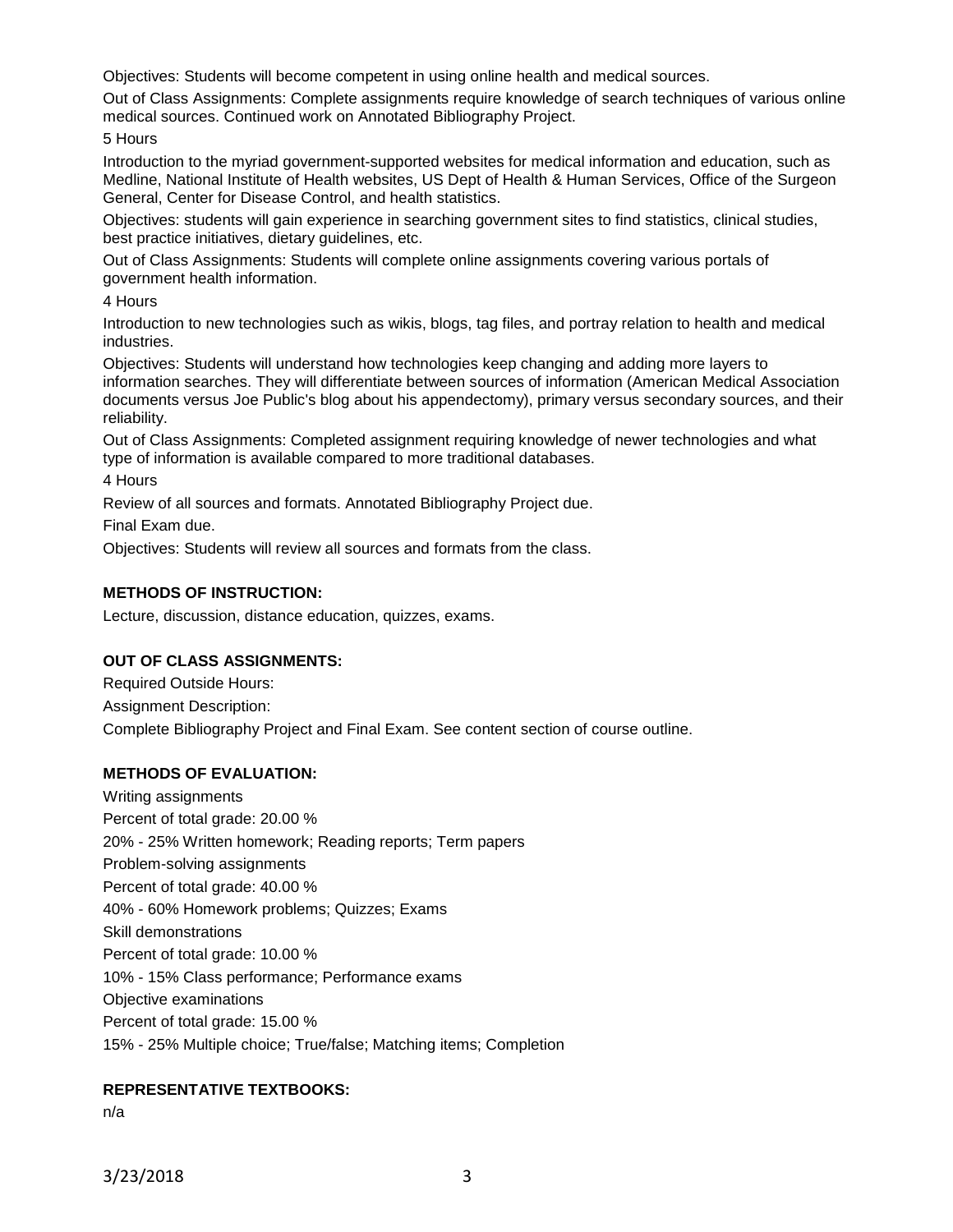Objectives: Students will become competent in using online health and medical sources.

Out of Class Assignments: Complete assignments require knowledge of search techniques of various online medical sources. Continued work on Annotated Bibliography Project.

5 Hours

Introduction to the myriad government-supported websites for medical information and education, such as Medline, National Institute of Health websites, US Dept of Health & Human Services, Office of the Surgeon General, Center for Disease Control, and health statistics.

Objectives: students will gain experience in searching government sites to find statistics, clinical studies, best practice initiatives, dietary guidelines, etc.

Out of Class Assignments: Students will complete online assignments covering various portals of government health information.

4 Hours

Introduction to new technologies such as wikis, blogs, tag files, and portray relation to health and medical industries.

Objectives: Students will understand how technologies keep changing and adding more layers to information searches. They will differentiate between sources of information (American Medical Association documents versus Joe Public's blog about his appendectomy), primary versus secondary sources, and their reliability.

Out of Class Assignments: Completed assignment requiring knowledge of newer technologies and what type of information is available compared to more traditional databases.

4 Hours

Review of all sources and formats. Annotated Bibliography Project due.

Final Exam due.

Objectives: Students will review all sources and formats from the class.

**METHODS OF INSTRUCTION:**

Lecture, discussion, distance education, quizzes, exams.

**OUT OF CLASS ASSIGNMENTS:**

Required Outside Hours:

Assignment Description:

Complete Bibliography Project and Final Exam. See content section of course outline.

**METHODS OF EVALUATION:**

Writing assignments

Percent of total grade: 20.00 %

20% - 25% Written homework; Reading reports; Term papers

Problem-solving assignments

Percent of total grade: 40.00 %

40% - 60% Homework problems; Quizzes; Exams

Skill demonstrations

Percent of total grade: 10.00 %

10% - 15% Class performance; Performance exams

Objective examinations

Percent of total grade: 15.00 %

15% - 25% Multiple choice; True/false; Matching items; Completion

**REPRESENTATIVE TEXTBOOKS:**

n/a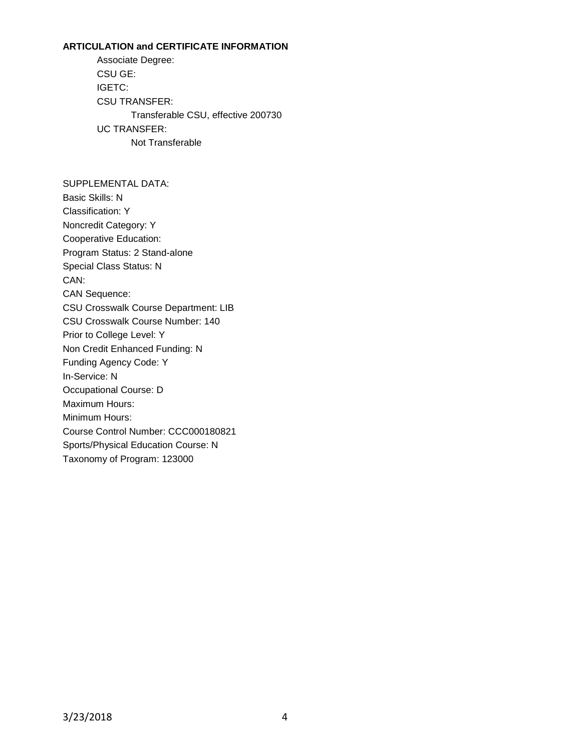**ARTICULATION and CERTIFICATE INFORMATION**

Associate Degree:

CSU GE:

IGETC:

CSU TRANSFER:

Transferable CSU, effective 200730

UC TRANSFER:

Not Transferable

SUPPLEMENTAL DATA:

Basic Skills: N

Classification: Y

Noncredit Category: Y

Cooperative Education:

Program Status: 2 Stand-alone

Special Class Status: N

CAN:

CAN Sequence:

CSU Crosswalk Course Department: LIB

CSU Crosswalk Course Number: 140

Prior to College Level: Y

Non Credit Enhanced Funding: N

Funding Agency Code: Y

In-Service: N

Occupational Course: D

Maximum Hours:

Minimum Hours:

Course Control Number: CCC000180821

Sports/Physical Education Course: N

Taxonomy of Program: 123000